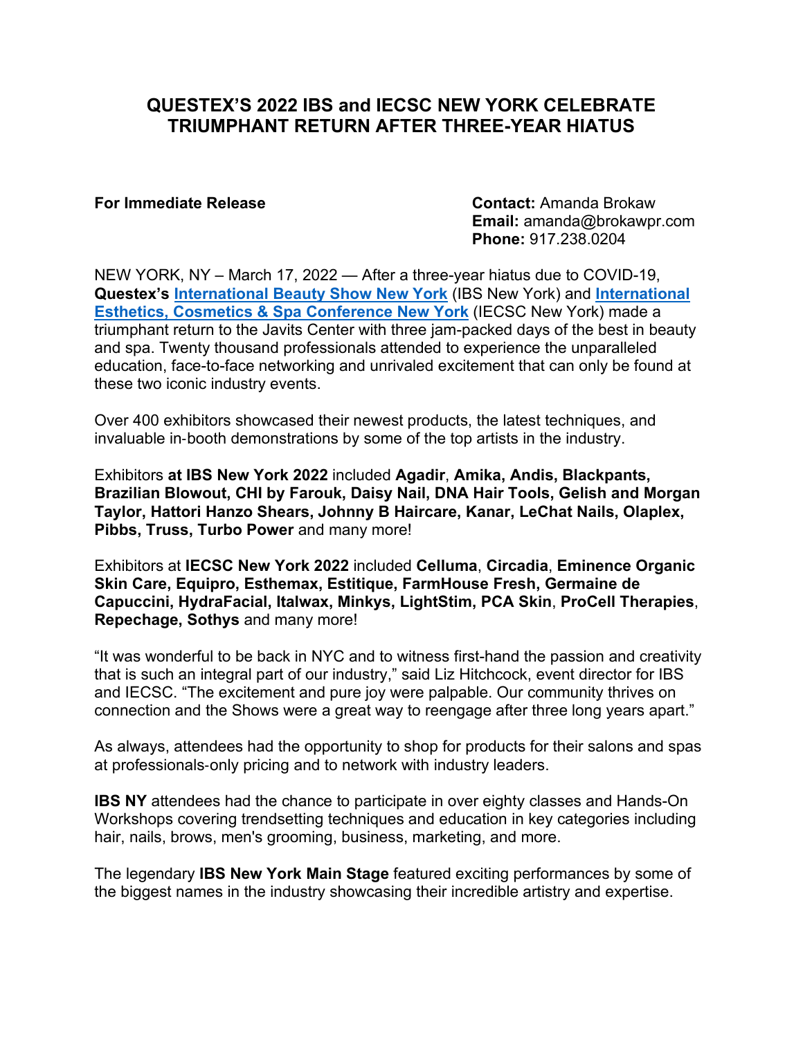# QUESTEX'S 2022 IBS and IECSC NEW YORK CELEBRATE TRIUMPHANT RETURN AFTER THREE-YEAR HIATUS

**For Immediate Release**

**Contact:** Amanda Brokaw
**Email:** amanda@brokawpr.com
**Phone:** 917.238.0204

NEW YORK, NY – March 17, 2022 — After a three-year hiatus due to COVID-19, **Questex's** **International Beauty Show New York** (IBS New York) and **International Esthetics, Cosmetics & Spa Conference New York** (IECSC New York) made a triumphant return to the Javits Center with three jam-packed days of the best in beauty and spa. Twenty thousand professionals attended to experience the unparalleled education, face-to-face networking and unrivaled excitement that can only be found at these two iconic industry events.

Over 400 exhibitors showcased their newest products, the latest techniques, and invaluable in-booth demonstrations by some of the top artists in the industry.

Exhibitors **at IBS New York 2022** included **Agadir**, **Amika, Andis, Blackpants, Brazilian Blowout, CHI by Farouk, Daisy Nail, DNA Hair Tools, Gelish and Morgan Taylor, Hattori Hanzo Shears, Johnny B Haircare, Kanar, LeChat Nails, Olaplex, Pibbs, Truss, Turbo Power** and many more!

Exhibitors at **IECSC New York 2022** included **Celluma**, **Circadia**, **Eminence Organic Skin Care, Equipro, Esthemax, Estitique, FarmHouse Fresh, Germaine de Capuccini, HydraFacial, Italwax, Minkys, LightStim, PCA Skin**, **ProCell Therapies**, **Repechage, Sothys** and many more!

"It was wonderful to be back in NYC and to witness first-hand the passion and creativity that is such an integral part of our industry," said Liz Hitchcock, event director for IBS and IECSC. "The excitement and pure joy were palpable. Our community thrives on connection and the Shows were a great way to reengage after three long years apart."

As always, attendees had the opportunity to shop for products for their salons and spas at professionals-only pricing and to network with industry leaders.

**IBS NY** attendees had the chance to participate in over eighty classes and Hands-On Workshops covering trendsetting techniques and education in key categories including hair, nails, brows, men's grooming, business, marketing, and more.

The legendary **IBS New York Main Stage** featured exciting performances by some of the biggest names in the industry showcasing their incredible artistry and expertise.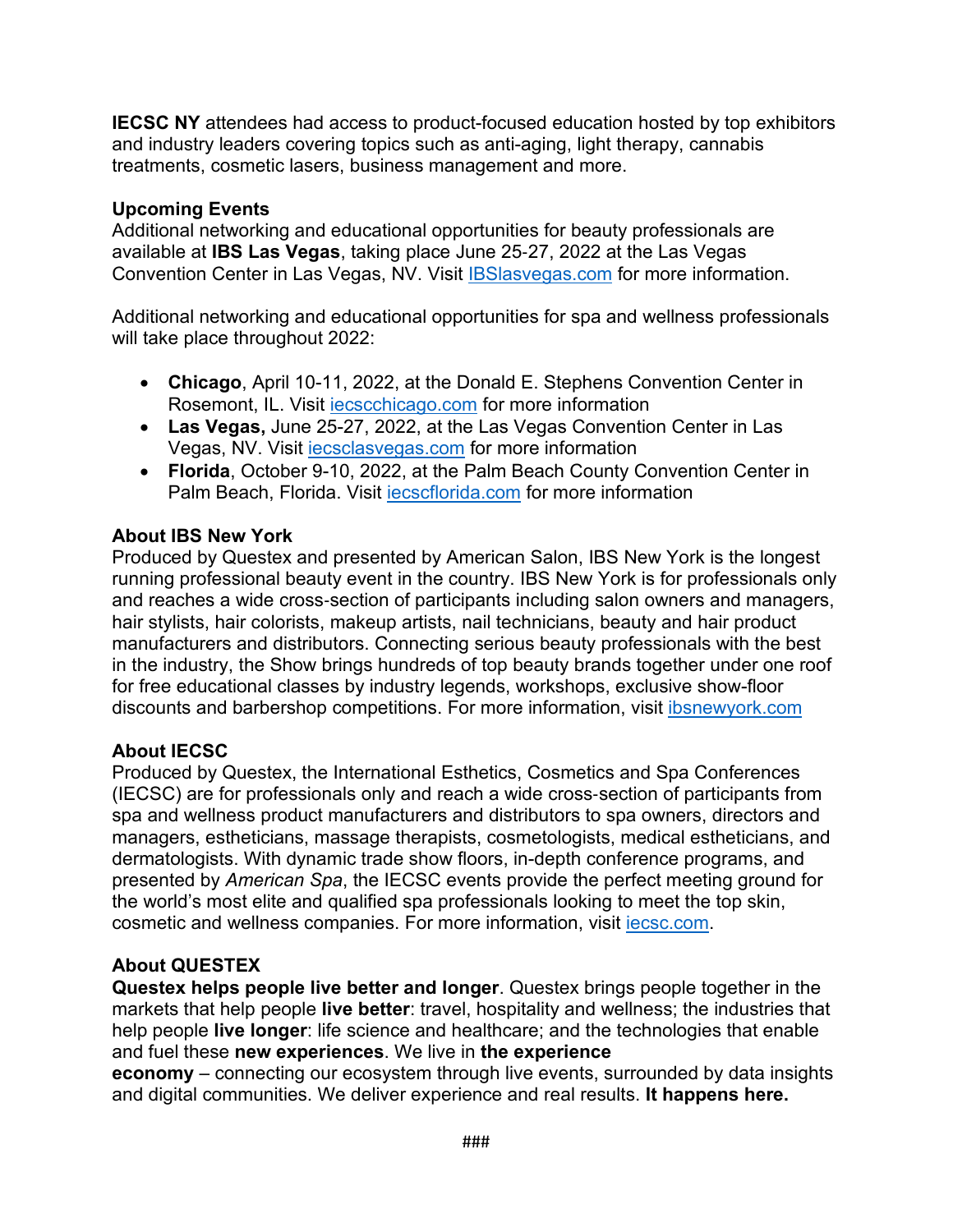**IECSC NY** attendees had access to product-focused education hosted by top exhibitors and industry leaders covering topics such as anti-aging, light therapy, cannabis treatments, cosmetic lasers, business management and more.

**Upcoming Events**
Additional networking and educational opportunities for beauty professionals are available at **IBS Las Vegas**, taking place June 25-27, 2022 at the Las Vegas Convention Center in Las Vegas, NV. Visit IBSlasvegas.com for more information.

Additional networking and educational opportunities for spa and wellness professionals will take place throughout 2022:

- **Chicago**, April 10-11, 2022, at the Donald E. Stephens Convention Center in Rosemont, IL. Visit iecscchicago.com for more information
- **Las Vegas,** June 25-27, 2022, at the Las Vegas Convention Center in Las Vegas, NV. Visit iecsclasvegas.com for more information
- **Florida**, October 9-10, 2022, at the Palm Beach County Convention Center in Palm Beach, Florida. Visit iecscflorida.com for more information

**About IBS New York**
Produced by Questex and presented by American Salon, IBS New York is the longest running professional beauty event in the country. IBS New York is for professionals only and reaches a wide cross-section of participants including salon owners and managers, hair stylists, hair colorists, makeup artists, nail technicians, beauty and hair product manufacturers and distributors. Connecting serious beauty professionals with the best in the industry, the Show brings hundreds of top beauty brands together under one roof for free educational classes by industry legends, workshops, exclusive show-floor discounts and barbershop competitions. For more information, visit ibsnewyork.com

**About IECSC**
Produced by Questex, the International Esthetics, Cosmetics and Spa Conferences (IECSC) are for professionals only and reach a wide cross-section of participants from spa and wellness product manufacturers and distributors to spa owners, directors and managers, estheticians, massage therapists, cosmetologists, medical estheticians, and dermatologists. With dynamic trade show floors, in-depth conference programs, and presented by *American Spa*, the IECSC events provide the perfect meeting ground for the world's most elite and qualified spa professionals looking to meet the top skin, cosmetic and wellness companies. For more information, visit iecsc.com.

**About QUESTEX**
**Questex helps people live better and longer**. Questex brings people together in the markets that help people **live better**: travel, hospitality and wellness; the industries that help people **live longer**: life science and healthcare; and the technologies that enable and fuel these **new experiences**. We live in **the experience economy** – connecting our ecosystem through live events, surrounded by data insights and digital communities. We deliver experience and real results. **It happens here.**

###